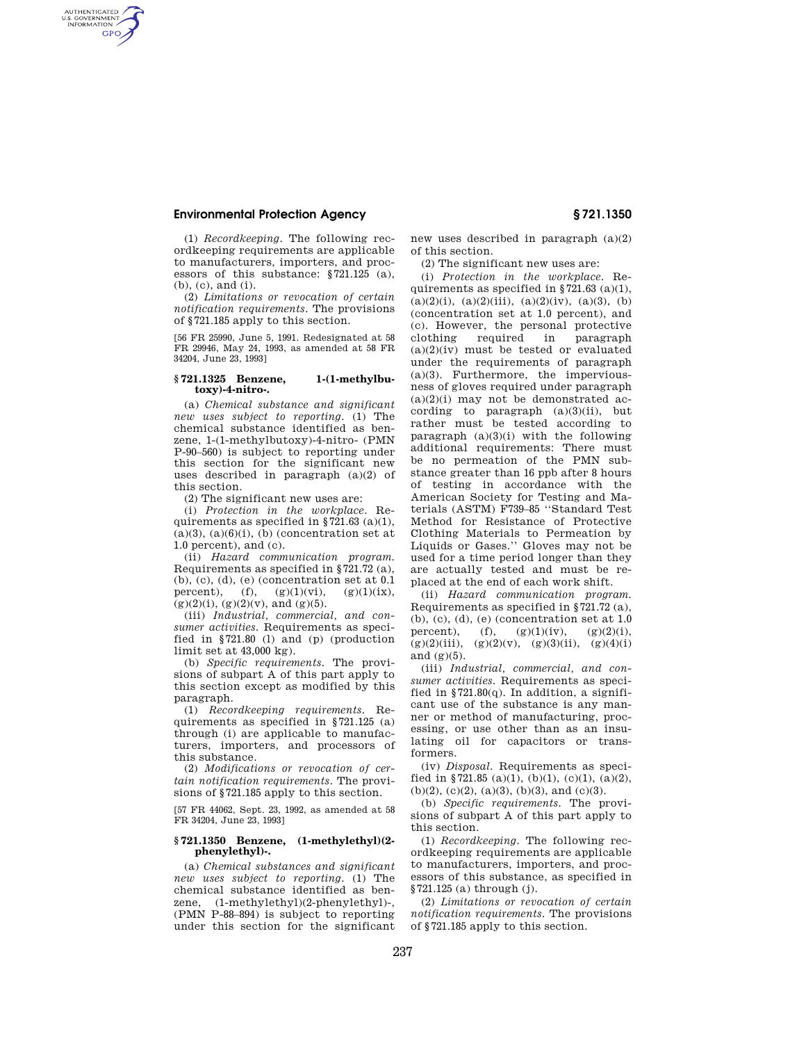(1) *Recordkeeping.* The following recordkeeping requirements are applicable to manufacturers, importers, and processors of this substance: §721.125 (a), (b), (c), and (i).

(2) *Limitations or revocation of certain notification requirements.* The provisions of §721.185 apply to this section.

[56 FR 25990, June 5, 1991. Redesignated at 58 FR 29946, May 24, 1993, as amended at 58 FR 34204, June 23, 1993]

### § 721.1325 Benzene, 1-(1-methylbutoxy)-4-nitro-.

(a) *Chemical substance and significant new uses subject to reporting.* (1) The chemical substance identified as benzene, 1-(1-methylbutoxy)-4-nitro- (PMN P-90–560) is subject to reporting under this section for the significant new uses described in paragraph (a)(2) of this section.

(2) The significant new uses are:

(i) *Protection in the workplace.* Requirements as specified in §721.63 (a)(1), (a)(3), (a)(6)(i), (b) (concentration set at 1.0 percent), and (c).

(ii) *Hazard communication program.* Requirements as specified in §721.72 (a), (b), (c), (d), (e) (concentration set at 0.1 percent), (f), (g)(1)(vi), (g)(1)(ix), (g)(2)(i), (g)(2)(v), and (g)(5).

(iii) *Industrial, commercial, and consumer activities.* Requirements as specified in §721.80 (l) and (p) (production limit set at 43,000 kg).

(b) *Specific requirements.* The provisions of subpart A of this part apply to this section except as modified by this paragraph.

(1) *Recordkeeping requirements.* Requirements as specified in §721.125 (a) through (i) are applicable to manufacturers, importers, and processors of this substance.

(2) *Modifications or revocation of certain notification requirements.* The provisions of §721.185 apply to this section.

[57 FR 44062, Sept. 23, 1992, as amended at 58 FR 34204, June 23, 1993]

### § 721.1350 Benzene, (1-methylethyl)(2-phenylethyl)-.

(a) *Chemical substances and significant new uses subject to reporting.* (1) The chemical substance identified as benzene, (1-methylethyl)(2-phenylethyl)-, (PMN P-88–894) is subject to reporting under this section for the significant new uses described in paragraph (a)(2) of this section.

(2) The significant new uses are:

(i) *Protection in the workplace.* Requirements as specified in §721.63 (a)(1), (a)(2)(i), (a)(2)(iii), (a)(2)(iv), (a)(3), (b) (concentration set at 1.0 percent), and (c). However, the personal protective clothing required in paragraph (a)(2)(iv) must be tested or evaluated under the requirements of paragraph (a)(3). Furthermore, the imperviousness of gloves required under paragraph (a)(2)(i) may not be demonstrated according to paragraph (a)(3)(ii), but rather must be tested according to paragraph (a)(3)(i) with the following additional requirements: There must be no permeation of the PMN substance greater than 16 ppb after 8 hours of testing in accordance with the American Society for Testing and Materials (ASTM) F739–85 "Standard Test Method for Resistance of Protective Clothing Materials to Permeation by Liquids or Gases." Gloves may not be used for a time period longer than they are actually tested and must be replaced at the end of each work shift.

(ii) *Hazard communication program.* Requirements as specified in §721.72 (a), (b), (c), (d), (e) (concentration set at 1.0 percent), (f), (g)(1)(iv), (g)(2)(i), (g)(2)(iii), (g)(2)(v), (g)(3)(ii), (g)(4)(i) and (g)(5).

(iii) *Industrial, commercial, and consumer activities.* Requirements as specified in §721.80(q). In addition, a significant use of the substance is any manner or method of manufacturing, processing, or use other than as an insulating oil for capacitors or transformers.

(iv) *Disposal.* Requirements as specified in §721.85 (a)(1), (b)(1), (c)(1), (a)(2), (b)(2), (c)(2), (a)(3), (b)(3), and (c)(3).

(b) *Specific requirements.* The provisions of subpart A of this part apply to this section.

(1) *Recordkeeping.* The following recordkeeping requirements are applicable to manufacturers, importers, and processors of this substance, as specified in §721.125 (a) through (j).

(2) *Limitations or revocation of certain notification requirements.* The provisions of §721.185 apply to this section.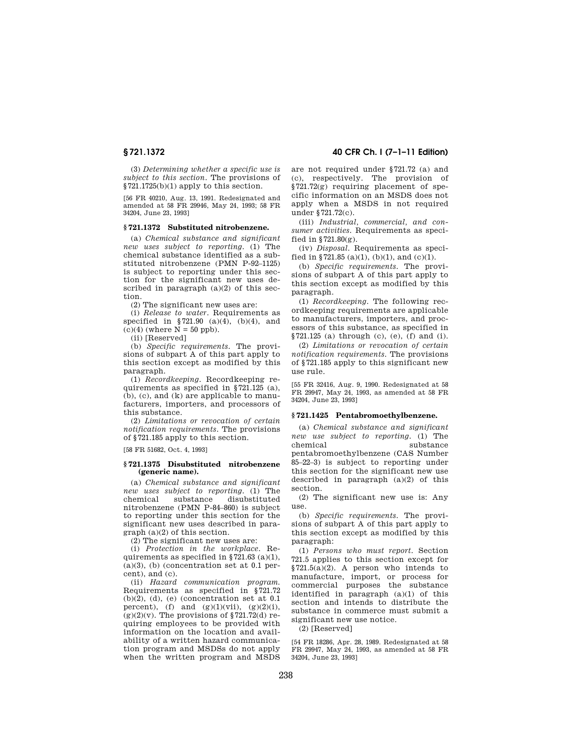(3) *Determining whether a specific use is subject to this section.* The provisions of §721.1725(b)(1) apply to this section.

[56 FR 40210, Aug. 13, 1991. Redesignated and amended at 58 FR 29946, May 24, 1993; 58 FR 34204, June 23, 1993]

## § 721.1372 Substituted nitrobenzene.

(a) *Chemical substance and significant new uses subject to reporting.* (1) The chemical substance identified as a substituted nitrobenzene (PMN P-92–1125) is subject to reporting under this section for the significant new uses described in paragraph (a)(2) of this section.

(2) The significant new uses are:

(i) *Release to water.* Requirements as specified in §721.90 (a)(4), (b)(4), and (c)(4) (where N = 50 ppb).

(ii) [Reserved]

(b) *Specific requirements.* The provisions of subpart A of this part apply to this section except as modified by this paragraph.

(1) *Recordkeeping.* Recordkeeping requirements as specified in §721.125 (a), (b), (c), and (k) are applicable to manufacturers, importers, and processors of this substance.

(2) *Limitations or revocation of certain notification requirements.* The provisions of §721.185 apply to this section.

[58 FR 51682, Oct. 4, 1993]

## § 721.1375 Disubstituted nitrobenzene (generic name).

(a) *Chemical substance and significant new uses subject to reporting.* (1) The chemical substance disubstituted nitrobenzene (PMN P-84–860) is subject to reporting under this section for the significant new uses described in paragraph (a)(2) of this section.

(2) The significant new uses are:

(i) *Protection in the workplace.* Requirements as specified in §721.63 (a)(1), (a)(3), (b) (concentration set at 0.1 percent), and (c).

(ii) *Hazard communication program.* Requirements as specified in §721.72 (b)(2), (d), (e) (concentration set at 0.1 percent), (f) and (g)(1)(vii), (g)(2)(i), (g)(2)(v). The provisions of §721.72(d) requiring employees to be provided with information on the location and availability of a written hazard communication program and MSDSs do not apply when the written program and MSDS are not required under §721.72 (a) and (c), respectively. The provision of §721.72(g) requiring placement of specific information on an MSDS does not apply when a MSDS in not required under §721.72(c).

(iii) *Industrial, commercial, and consumer activities.* Requirements as specified in §721.80(g).

(iv) *Disposal.* Requirements as specified in §721.85 (a)(1), (b)(1), and (c)(1).

(b) *Specific requirements.* The provisions of subpart A of this part apply to this section except as modified by this paragraph.

(1) *Recordkeeping.* The following recordkeeping requirements are applicable to manufacturers, importers, and processors of this substance, as specified in §721.125 (a) through (c), (e), (f) and (i).

(2) *Limitations or revocation of certain notification requirements.* The provisions of §721.185 apply to this significant new use rule.

[55 FR 32416, Aug. 9, 1990. Redesignated at 58 FR 29947, May 24, 1993, as amended at 58 FR 34204, June 23, 1993]

## § 721.1425 Pentabromoethylbenzene.

(a) *Chemical substance and significant new use subject to reporting.* (1) The chemical substance pentabromoethylbenzene (CAS Number 85–22–3) is subject to reporting under this section for the significant new use described in paragraph (a)(2) of this section.

(2) The significant new use is: Any use.

(b) *Specific requirements.* The provisions of subpart A of this part apply to this section except as modified by this paragraph:

(1) *Persons who must report.* Section 721.5 applies to this section except for §721.5(a)(2). A person who intends to manufacture, import, or process for commercial purposes the substance identified in paragraph (a)(1) of this section and intends to distribute the substance in commerce must submit a significant new use notice.

(2) [Reserved]

[54 FR 18286, Apr. 28, 1989. Redesignated at 58 FR 29947, May 24, 1993, as amended at 58 FR 34204, June 23, 1993]